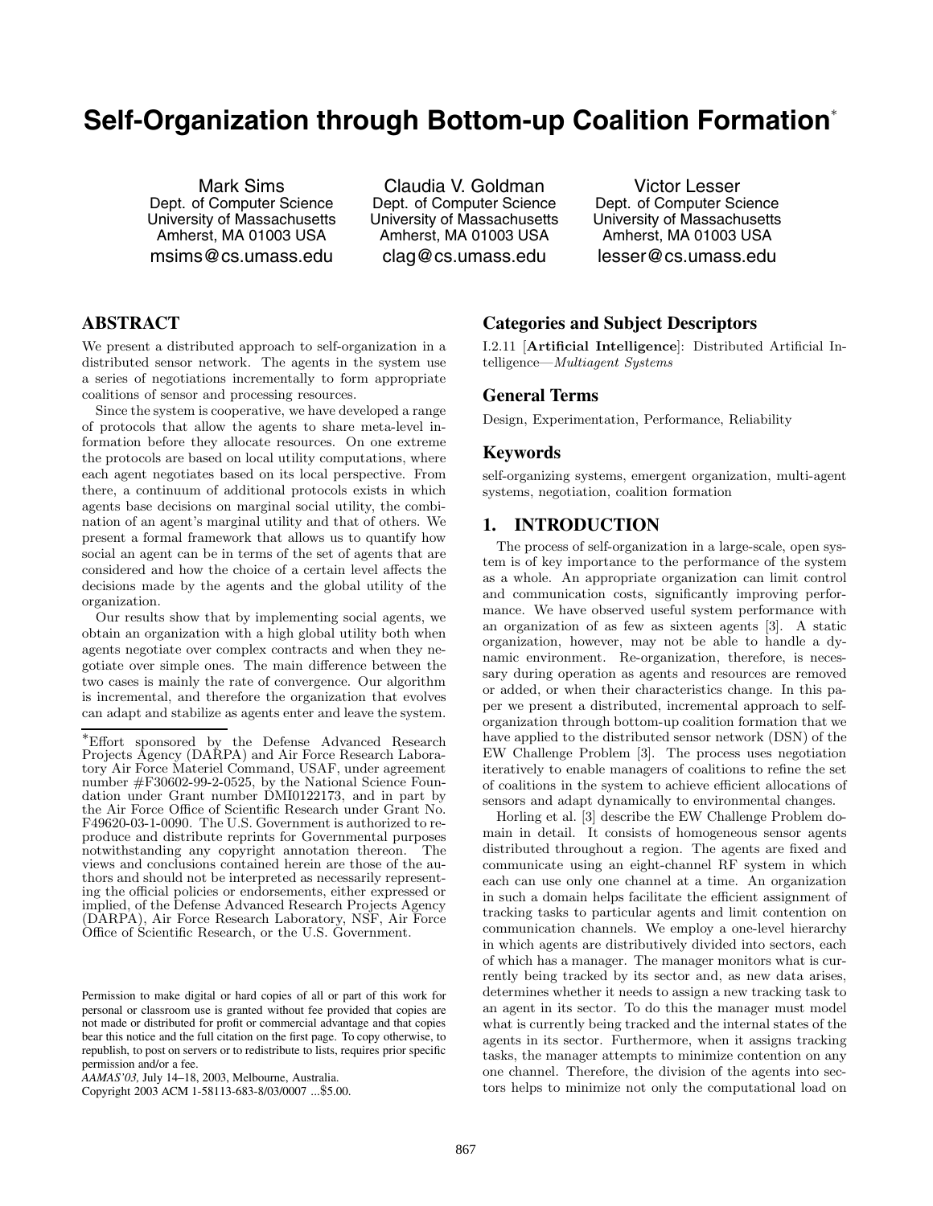# Self-Organization through Bottom-up Coalition Formation*

Mark Sims
Dept. of Computer Science
University of Massachusetts
Amherst, MA 01003 USA
msims@cs.umass.edu

Claudia V. Goldman
Dept. of Computer Science
University of Massachusetts
Amherst, MA 01003 USA
clag@cs.umass.edu

Victor Lesser
Dept. of Computer Science
University of Massachusetts
Amherst, MA 01003 USA
lesser@cs.umass.edu

## ABSTRACT

We present a distributed approach to self-organization in a distributed sensor network. The agents in the system use a series of negotiations incrementally to form appropriate coalitions of sensor and processing resources.

Since the system is cooperative, we have developed a range of protocols that allow the agents to share meta-level information before they allocate resources. On one extreme the protocols are based on local utility computations, where each agent negotiates based on its local perspective. From there, a continuum of additional protocols exists in which agents base decisions on marginal social utility, the combination of an agent's marginal utility and that of others. We present a formal framework that allows us to quantify how social an agent can be in terms of the set of agents that are considered and how the choice of a certain level affects the decisions made by the agents and the global utility of the organization.

Our results show that by implementing social agents, we obtain an organization with a high global utility both when agents negotiate over complex contracts and when they negotiate over simple ones. The main difference between the two cases is mainly the rate of convergence. Our algorithm is incremental, and therefore the organization that evolves can adapt and stabilize as agents enter and leave the system.

*Effort sponsored by the Defense Advanced Research Projects Agency (DARPA) and Air Force Research Laboratory Air Force Materiel Command, USAF, under agreement number #F30602-99-2-0525, by the National Science Foundation under Grant number DMI0122173, and in part by the Air Force Office of Scientific Research under Grant No. F49620-03-1-0090. The U.S. Government is authorized to reproduce and distribute reprints for Governmental purposes notwithstanding any copyright annotation thereon. The views and conclusions contained herein are those of the authors and should not be interpreted as necessarily representing the official policies or endorsements, either expressed or implied, of the Defense Advanced Research Projects Agency (DARPA), Air Force Research Laboratory, NSF, Air Force Office of Scientific Research, or the U.S. Government.

Permission to make digital or hard copies of all or part of this work for personal or classroom use is granted without fee provided that copies are not made or distributed for profit or commercial advantage and that copies bear this notice and the full citation on the first page. To copy otherwise, to republish, to post on servers or to redistribute to lists, requires prior specific permission and/or a fee.
*AAMAS'03,* July 14–18, 2003, Melbourne, Australia.
Copyright 2003 ACM 1-58113-683-8/03/0007 ...$5.00.

## Categories and Subject Descriptors

I.2.11 [**Artificial Intelligence**]: Distributed Artificial Intelligence—*Multiagent Systems*

## General Terms

Design, Experimentation, Performance, Reliability

## Keywords

self-organizing systems, emergent organization, multi-agent systems, negotiation, coalition formation

## 1. INTRODUCTION

The process of self-organization in a large-scale, open system is of key importance to the performance of the system as a whole. An appropriate organization can limit control and communication costs, significantly improving performance. We have observed useful system performance with an organization of as few as sixteen agents [3]. A static organization, however, may not be able to handle a dynamic environment. Re-organization, therefore, is necessary during operation as agents and resources are removed or added, or when their characteristics change. In this paper we present a distributed, incremental approach to self-organization through bottom-up coalition formation that we have applied to the distributed sensor network (DSN) of the EW Challenge Problem [3]. The process uses negotiation iteratively to enable managers of coalitions to refine the set of coalitions in the system to achieve efficient allocations of sensors and adapt dynamically to environmental changes.

Horling et al. [3] describe the EW Challenge Problem domain in detail. It consists of homogeneous sensor agents distributed throughout a region. The agents are fixed and communicate using an eight-channel RF system in which each can use only one channel at a time. An organization in such a domain helps facilitate the efficient assignment of tracking tasks to particular agents and limit contention on communication channels. We employ a one-level hierarchy in which agents are distributively divided into sectors, each of which has a manager. The manager monitors what is currently being tracked by its sector and, as new data arises, determines whether it needs to assign a new tracking task to an agent in its sector. To do this the manager must model what is currently being tracked and the internal states of the agents in its sector. Furthermore, when it assigns tracking tasks, the manager attempts to minimize contention on any one channel. Therefore, the division of the agents into sectors helps to minimize not only the computational load on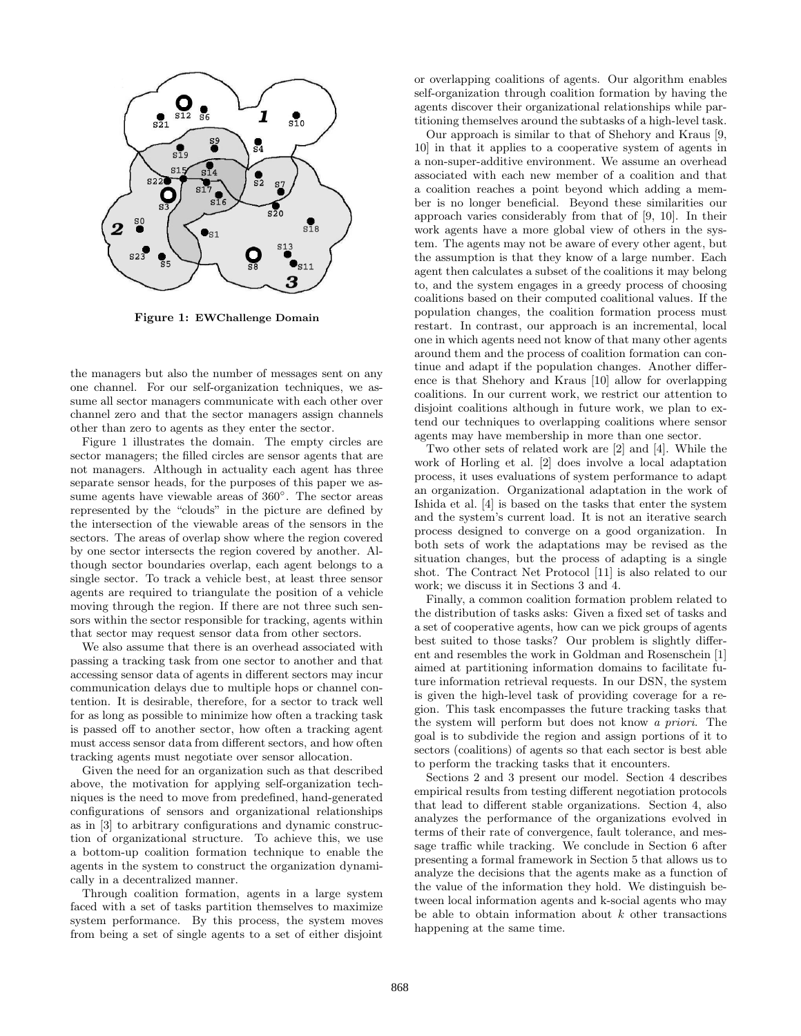Figure 1: EWChallenge Domain

the managers but also the number of messages sent on any one channel. For our self-organization techniques, we assume all sector managers communicate with each other over channel zero and that the sector managers assign channels other than zero to agents as they enter the sector.

Figure 1 illustrates the domain. The empty circles are sector managers; the filled circles are sensor agents that are not managers. Although in actuality each agent has three separate sensor heads, for the purposes of this paper we assume agents have viewable areas of 360°. The sector areas represented by the "clouds" in the picture are defined by the intersection of the viewable areas of the sensors in the sectors. The areas of overlap show where the region covered by one sector intersects the region covered by another. Although sector boundaries overlap, each agent belongs to a single sector. To track a vehicle best, at least three sensor agents are required to triangulate the position of a vehicle moving through the region. If there are not three such sensors within the sector responsible for tracking, agents within that sector may request sensor data from other sectors.

We also assume that there is an overhead associated with passing a tracking task from one sector to another and that accessing sensor data of agents in different sectors may incur communication delays due to multiple hops or channel contention. It is desirable, therefore, for a sector to track well for as long as possible to minimize how often a tracking task is passed off to another sector, how often a tracking agent must access sensor data from different sectors, and how often tracking agents must negotiate over sensor allocation.

Given the need for an organization such as that described above, the motivation for applying self-organization techniques is the need to move from predefined, hand-generated configurations of sensors and organizational relationships as in [3] to arbitrary configurations and dynamic construction of organizational structure. To achieve this, we use a bottom-up coalition formation technique to enable the agents in the system to construct the organization dynamically in a decentralized manner.

Through coalition formation, agents in a large system faced with a set of tasks partition themselves to maximize system performance. By this process, the system moves from being a set of single agents to a set of either disjoint or overlapping coalitions of agents. Our algorithm enables self-organization through coalition formation by having the agents discover their organizational relationships while partitioning themselves around the subtasks of a high-level task.

Our approach is similar to that of Shehory and Kraus [9, 10] in that it applies to a cooperative system of agents in a non-super-additive environment. We assume an overhead associated with each new member of a coalition and that a coalition reaches a point beyond which adding a member is no longer beneficial. Beyond these similarities our approach varies considerably from that of [9, 10]. In their work agents have a more global view of others in the system. The agents may not be aware of every other agent, but the assumption is that they know of a large number. Each agent then calculates a subset of the coalitions it may belong to, and the system engages in a greedy process of choosing coalitions based on their computed coalitional values. If the population changes, the coalition formation process must restart. In contrast, our approach is an incremental, local one in which agents need not know of that many other agents around them and the process of coalition formation can continue and adapt if the population changes. Another difference is that Shehory and Kraus [10] allow for overlapping coalitions. In our current work, we restrict our attention to disjoint coalitions although in future work, we plan to extend our techniques to overlapping coalitions where sensor agents may have membership in more than one sector.

Two other sets of related work are [2] and [4]. While the work of Horling et al. [2] does involve a local adaptation process, it uses evaluations of system performance to adapt an organization. Organizational adaptation in the work of Ishida et al. [4] is based on the tasks that enter the system and the system's current load. It is not an iterative search process designed to converge on a good organization. In both sets of work the adaptations may be revised as the situation changes, but the process of adapting is a single shot. The Contract Net Protocol [11] is also related to our work; we discuss it in Sections 3 and 4.

Finally, a common coalition formation problem related to the distribution of tasks asks: Given a fixed set of tasks and a set of cooperative agents, how can we pick groups of agents best suited to those tasks? Our problem is slightly different and resembles the work in Goldman and Rosenschein [1] aimed at partitioning information domains to facilitate future information retrieval requests. In our DSN, the system is given the high-level task of providing coverage for a region. This task encompasses the future tracking tasks that the system will perform but does not know *a priori*. The goal is to subdivide the region and assign portions of it to sectors (coalitions) of agents so that each sector is best able to perform the tracking tasks that it encounters.

Sections 2 and 3 present our model. Section 4 describes empirical results from testing different negotiation protocols that lead to different stable organizations. Section 4, also analyzes the performance of the organizations evolved in terms of their rate of convergence, fault tolerance, and message traffic while tracking. We conclude in Section 6 after presenting a formal framework in Section 5 that allows us to analyze the decisions that the agents make as a function of the value of the information they hold. We distinguish between local information agents and k-social agents who may be able to obtain information about $k$ other transactions happening at the same time.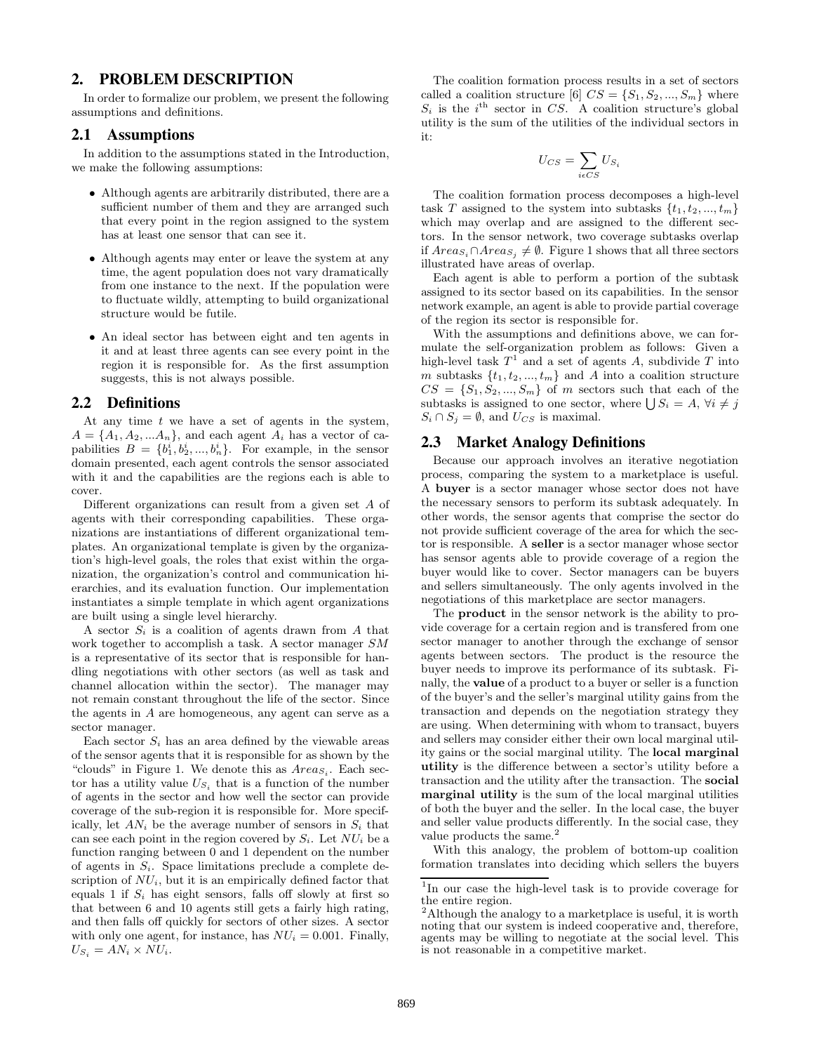## 2. PROBLEM DESCRIPTION

In order to formalize our problem, we present the following assumptions and definitions.

### 2.1 Assumptions

In addition to the assumptions stated in the Introduction, we make the following assumptions:

- Although agents are arbitrarily distributed, there are a sufficient number of them and they are arranged such that every point in the region assigned to the system has at least one sensor that can see it.
- Although agents may enter or leave the system at any time, the agent population does not vary dramatically from one instance to the next. If the population were to fluctuate wildly, attempting to build organizational structure would be futile.
- An ideal sector has between eight and ten agents in it and at least three agents can see every point in the region it is responsible for. As the first assumption suggests, this is not always possible.

### 2.2 Definitions

At any time $t$ we have a set of agents in the system, $A = \{A_1, A_2, ...A_n\}$, and each agent $A_i$ has a vector of capabilities $B = \{b_1^i, b_2^i, ..., b_n^i\}$. For example, in the sensor domain presented, each agent controls the sensor associated with it and the capabilities are the regions each is able to cover.

Different organizations can result from a given set $A$ of agents with their corresponding capabilities. These organizations are instantiations of different organizational templates. An organizational template is given by the organization's high-level goals, the roles that exist within the organization, the organization's control and communication hierarchies, and its evaluation function. Our implementation instantiates a simple template in which agent organizations are built using a single level hierarchy.

A sector $S_i$ is a coalition of agents drawn from $A$ that work together to accomplish a task. A sector manager $SM$ is a representative of its sector that is responsible for handling negotiations with other sectors (as well as task and channel allocation within the sector). The manager may not remain constant throughout the life of the sector. Since the agents in $A$ are homogeneous, any agent can serve as a sector manager.

Each sector $S_i$ has an area defined by the viewable areas of the sensor agents that it is responsible for as shown by the "clouds" in Figure 1. We denote this as $Area_{S_i}$. Each sector has a utility value $U_{S_i}$ that is a function of the number of agents in the sector and how well the sector can provide coverage of the sub-region it is responsible for. More specifically, let $AN_i$ be the average number of sensors in $S_i$ that can see each point in the region covered by $S_i$. Let $NU_i$ be a function ranging between 0 and 1 dependent on the number of agents in $S_i$. Space limitations preclude a complete description of $NU_i$, but it is an empirically defined factor that equals 1 if $S_i$ has eight sensors, falls off slowly at first so that between 6 and 10 agents still gets a fairly high rating, and then falls off quickly for sectors of other sizes. A sector with only one agent, for instance, has $NU_i = 0.001$. Finally, $U_{S_i} = AN_i \times NU_i$.

The coalition formation process results in a set of sectors called a coalition structure [6] $CS = \{S_1, S_2, ..., S_m\}$ where $S_i$ is the $i^{\text{th}}$ sector in $CS$. A coalition structure's global utility is the sum of the utilities of the individual sectors in it:

$$U_{CS} = \sum_{i \epsilon CS} U_{S_i}$$

The coalition formation process decomposes a high-level task $T$ assigned to the system into subtasks $\{t_1, t_2, ..., t_m\}$ which may overlap and are assigned to the different sectors. In the sensor network, two coverage subtasks overlap if $Area_{S_i} \cap Area_{S_j} \neq \emptyset$. Figure 1 shows that all three sectors illustrated have areas of overlap.

Each agent is able to perform a portion of the subtask assigned to its sector based on its capabilities. In the sensor network example, an agent is able to provide partial coverage of the region its sector is responsible for.

With the assumptions and definitions above, we can formulate the self-organization problem as follows: Given a high-level task $T$[1] and a set of agents $A$, subdivide $T$ into $m$ subtasks $\{t_1, t_2, ..., t_m\}$ and $A$ into a coalition structure $CS = \{S_1, S_2, ..., S_m\}$ of $m$ sectors such that each of the subtasks is assigned to one sector, where $\bigcup S_i = A$, $\forall i \neq j$ $S_i \cap S_j = \emptyset$, and $U_{CS}$ is maximal.

### 2.3 Market Analogy Definitions

Because our approach involves an iterative negotiation process, comparing the system to a marketplace is useful. A **buyer** is a sector manager whose sector does not have the necessary sensors to perform its subtask adequately. In other words, the sensor agents that comprise the sector do not provide sufficient coverage of the area for which the sector is responsible. A **seller** is a sector manager whose sector has sensor agents able to provide coverage of a region the buyer would like to cover. Sector managers can be buyers and sellers simultaneously. The only agents involved in the negotiations of this marketplace are sector managers.

The **product** in the sensor network is the ability to provide coverage for a certain region and is transfered from one sector manager to another through the exchange of sensor agents between sectors. The product is the resource the buyer needs to improve its performance of its subtask. Finally, the **value** of a product to a buyer or seller is a function of the buyer's and the seller's marginal utility gains from the transaction and depends on the negotiation strategy they are using. When determining with whom to transact, buyers and sellers may consider either their own local marginal utility gains or the social marginal utility. The **local marginal utility** is the difference between a sector's utility before a transaction and the utility after the transaction. The **social marginal utility** is the sum of the local marginal utilities of both the buyer and the seller. In the local case, the buyer and seller value products differently. In the social case, they value products the same.[2]

With this analogy, the problem of bottom-up coalition formation translates into deciding which sellers the buyers

---

[1] In our case the high-level task is to provide coverage for the entire region.

[2] Although the analogy to a marketplace is useful, it is worth noting that our system is indeed cooperative and, therefore, agents may be willing to negotiate at the social level. This is not reasonable in a competitive market.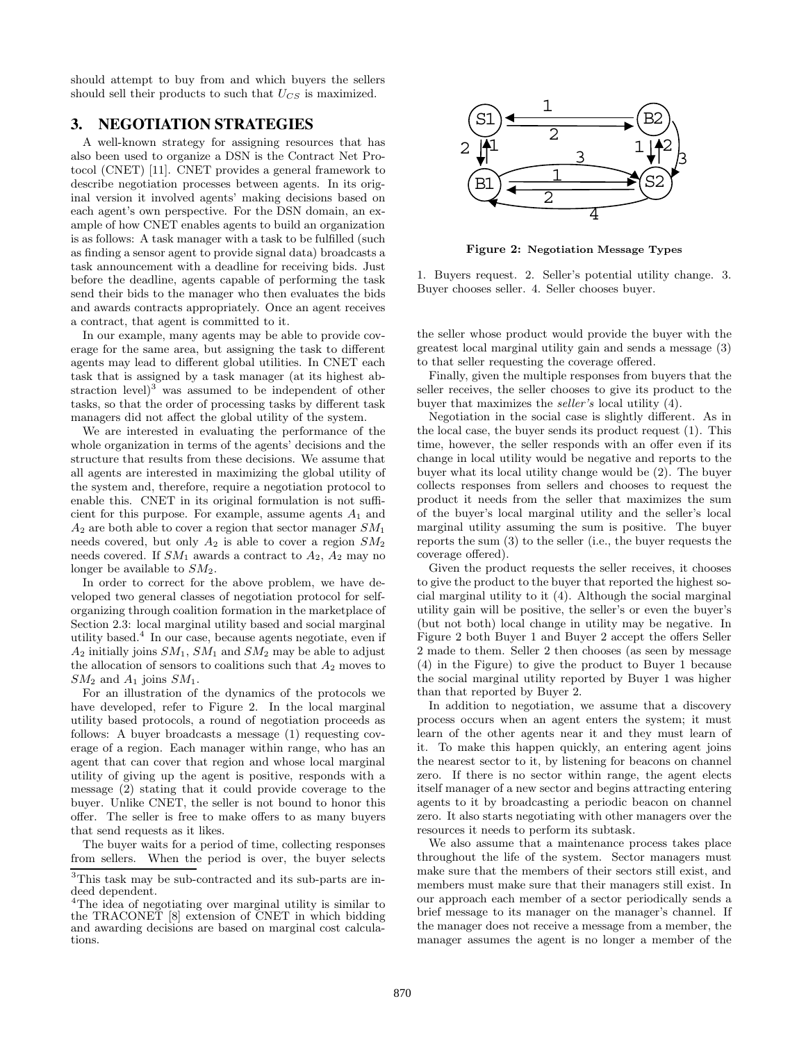should attempt to buy from and which buyers the sellers should sell their products to such that $U_{CS}$ is maximized.

## 3. NEGOTIATION STRATEGIES

A well-known strategy for assigning resources that has also been used to organize a DSN is the Contract Net Protocol (CNET) [11]. CNET provides a general framework to describe negotiation processes between agents. In its original version it involved agents' making decisions based on each agent's own perspective. For the DSN domain, an example of how CNET enables agents to build an organization is as follows: A task manager with a task to be fulfilled (such as finding a sensor agent to provide signal data) broadcasts a task announcement with a deadline for receiving bids. Just before the deadline, agents capable of performing the task send their bids to the manager who then evaluates the bids and awards contracts appropriately. Once an agent receives a contract, that agent is committed to it.

In our example, many agents may be able to provide coverage for the same area, but assigning the task to different agents may lead to different global utilities. In CNET each task that is assigned by a task manager (at its highest abstraction level)[3] was assumed to be independent of other tasks, so that the order of processing tasks by different task managers did not affect the global utility of the system.

We are interested in evaluating the performance of the whole organization in terms of the agents' decisions and the structure that results from these decisions. We assume that all agents are interested in maximizing the global utility of the system and, therefore, require a negotiation protocol to enable this. CNET in its original formulation is not sufficient for this purpose. For example, assume agents $A_1$ and $A_2$ are both able to cover a region that sector manager $SM_1$ needs covered, but only $A_2$ is able to cover a region $SM_2$ needs covered. If $SM_1$ awards a contract to $A_2$, $A_2$ may no longer be available to $SM_2$.

In order to correct for the above problem, we have developed two general classes of negotiation protocol for self-organizing through coalition formation in the marketplace of Section 2.3: local marginal utility based and social marginal utility based.[4] In our case, because agents negotiate, even if $A_2$ initially joins $SM_1$, $SM_1$ and $SM_2$ may be able to adjust the allocation of sensors to coalitions such that $A_2$ moves to $SM_2$ and $A_1$ joins $SM_1$.

For an illustration of the dynamics of the protocols we have developed, refer to Figure 2. In the local marginal utility based protocols, a round of negotiation proceeds as follows: A buyer broadcasts a message (1) requesting coverage of a region. Each manager within range, who has an agent that can cover that region and whose local marginal utility of giving up the agent is positive, responds with a message (2) stating that it could provide coverage to the buyer. Unlike CNET, the seller is not bound to honor this offer. The seller is free to make offers to as many buyers that send requests as it likes.

The buyer waits for a period of time, collecting responses from sellers. When the period is over, the buyer selects the seller whose product would provide the buyer with the greatest local marginal utility gain and sends a message (3) to that seller requesting the coverage offered.

Finally, given the multiple responses from buyers that the seller receives, the seller chooses to give its product to the buyer that maximizes the *seller's* local utility (4).

Negotiation in the social case is slightly different. As in the local case, the buyer sends its product request (1). This time, however, the seller responds with an offer even if its change in local utility would be negative and reports to the buyer what its local utility change would be (2). The buyer collects responses from sellers and chooses to request the product it needs from the seller that maximizes the sum of the buyer's local marginal utility and the seller's local marginal utility assuming the sum is positive. The buyer reports the sum (3) to the seller (i.e., the buyer requests the coverage offered).

Given the product requests the seller receives, it chooses to give the product to the buyer that reported the highest social marginal utility to it (4). Although the social marginal utility gain will be positive, the seller's or even the buyer's (but not both) local change in utility may be negative. In Figure 2 both Buyer 1 and Buyer 2 accept the offers Seller 2 made to them. Seller 2 then chooses (as seen by message (4) in the Figure) to give the product to Buyer 1 because the social marginal utility reported by Buyer 1 was higher than that reported by Buyer 2.

In addition to negotiation, we assume that a discovery process occurs when an agent enters the system; it must learn of the other agents near it and they must learn of it. To make this happen quickly, an entering agent joins the nearest sector to it, by listening for beacons on channel zero. If there is no sector within range, the agent elects itself manager of a new sector and begins attracting entering agents to it by broadcasting a periodic beacon on channel zero. It also starts negotiating with other managers over the resources it needs to perform its subtask.

We also assume that a maintenance process takes place throughout the life of the system. Sector managers must make sure that the members of their sectors still exist, and members must make sure that their managers still exist. In our approach each member of a sector periodically sends a brief message to its manager on the manager's channel. If the manager does not receive a message from a member, the manager assumes the agent is no longer a member of the

**Figure 2: Negotiation Message Types**

1. Buyers request. 2. Seller's potential utility change. 3. Buyer chooses seller. 4. Seller chooses buyer.

[3] This task may be sub-contracted and its sub-parts are indeed dependent.

[4] The idea of negotiating over marginal utility is similar to the TRACONET [8] extension of CNET in which bidding and awarding decisions are based on marginal cost calculations.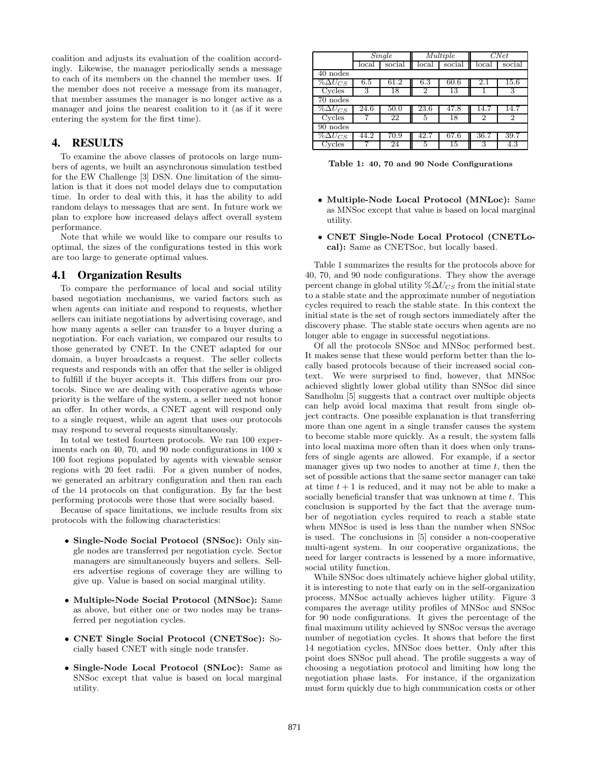coalition and adjusts its evaluation of the coalition accordingly. Likewise, the manager periodically sends a message to each of its members on the channel the member uses. If the member does not receive a message from its manager, that member assumes the manager is no longer active as a manager and joins the nearest coalition to it (as if it were entering the system for the first time).

## 4. RESULTS

To examine the above classes of protocols on large numbers of agents, we built an asynchronous simulation testbed for the EW Challenge [3] DSN. One limitation of the simulation is that it does not model delays due to computation time. In order to deal with this, it has the ability to add random delays to messages that are sent. In future work we plan to explore how increased delays affect overall system performance.

Note that while we would like to compare our results to optimal, the sizes of the configurations tested in this work are too large to generate optimal values.

### 4.1 Organization Results

To compare the performance of local and social utility based negotiation mechanisms, we varied factors such as when agents can initiate and respond to requests, whether sellers can initiate negotiations by advertising coverage, and how many agents a seller can transfer to a buyer during a negotiation. For each variation, we compared our results to those generated by CNET. In the CNET adapted for our domain, a buyer broadcasts a request. The seller collects requests and responds with an offer that the seller is obliged to fulfill if the buyer accepts it. This differs from our protocols. Since we are dealing with cooperative agents whose priority is the welfare of the system, a seller need not honor an offer. In other words, a CNET agent will respond only to a single request, while an agent that uses our protocols may respond to several requests simultaneously.

In total we tested fourteen protocols. We ran 100 experiments each on 40, 70, and 90 node configurations in 100 x 100 foot regions populated by agents with viewable sensor regions with 20 feet radii. For a given number of nodes, we generated an arbitrary configuration and then ran each of the 14 protocols on that configuration. By far the best performing protocols were those that were socially based.

Because of space limitations, we include results from six protocols with the following characteristics:

- **Single-Node Social Protocol (SNSoc):** Only single nodes are transferred per negotiation cycle. Sector managers are simultaneously buyers and sellers. Sellers advertise regions of coverage they are willing to give up. Value is based on social marginal utility.
- **Multiple-Node Social Protocol (MNSoc):** Same as above, but either one or two nodes may be transferred per negotiation cycles.
- **CNET Single Social Protocol (CNETSoc):** Socially based CNET with single node transfer.
- **Single-Node Local Protocol (SNLoc):** Same as SNSoc except that value is based on local marginal utility.
- **Multiple-Node Local Protocol (MNLoc):** Same as MNSoc except that value is based on local marginal utility.
- **CNET Single-Node Local Protocol (CNETLocal):** Same as CNETSoc, but locally based.

| | *Single* | | *Multiple* | | *CNet* | |
|---|---|---|---|---|---|---|
| | local | social | local | social | local | social |
| 40 nodes | | | | | | |
| $\%\Delta U_{CS}$ | 6.5 | 61.2 | 6.3 | 60.6 | 2.1 | 15.6 |
| Cycles | 3 | 18 | 2 | 13 | 1 | 3 |
| 70 nodes | | | | | | |
| $\%\Delta U_{CS}$ | 24.6 | 50.0 | 23.6 | 47.8 | 14.7 | 14.7 |
| Cycles | 7 | 22 | 5 | 18 | 2 | 2 |
| 90 nodes | | | | | | |
| $\%\Delta U_{CS}$ | 44.2 | 70.9 | 42.7 | 67.6 | 36.7 | 39.7 |
| Cycles | 7 | 24 | 5 | 15 | 3 | 4.3 |

**Table 1: 40, 70 and 90 Node Configurations**

Table 1 summarizes the results for the protocols above for 40, 70, and 90 node configurations. They show the average percent change in global utility $\%\Delta U_{CS}$ from the initial state to a stable state and the approximate number of negotiation cycles required to reach the stable state. In this context the initial state is the set of rough sectors immediately after the discovery phase. The stable state occurs when agents are no longer able to engage in successful negotiations.

Of all the protocols SNSoc and MNSoc performed best. It makes sense that these would perform better than the locally based protocols because of their increased social context. We were surprised to find, however, that MNSoc achieved slightly lower global utility than SNSoc did since Sandholm [5] suggests that a contract over multiple objects can help avoid local maxima that result from single object contracts. One possible explanation is that transferring more than one agent in a single transfer causes the system to become stable more quickly. As a result, the system falls into local maxima more often than it does when only transfers of single agents are allowed. For example, if a sector manager gives up two nodes to another at time $t$, then the set of possible actions that the same sector manager can take at time $t + 1$ is reduced, and it may not be able to make a socially beneficial transfer that was unknown at time $t$. This conclusion is supported by the fact that the average number of negotiation cycles required to reach a stable state when MNSoc is used is less than the number when SNSoc is used. The conclusions in [5] consider a non-cooperative multi-agent system. In our cooperative organizations, the need for larger contracts is lessened by a more informative, social utility function.

While SNSoc does ultimately achieve higher global utility, it is interesting to note that early on in the self-organization process, MNSoc actually achieves higher utility. Figure 3 compares the average utility profiles of MNSoc and SNSoc for 90 node configurations. It gives the percentage of the final maximum utility achieved by SNSoc versus the average number of negotiation cycles. It shows that before the first 14 negotiation cycles, MNSoc does better. Only after this point does SNSoc pull ahead. The profile suggests a way of choosing a negotiation protocol and limiting how long the negotiation phase lasts. For instance, if the organization must form quickly due to high communication costs or other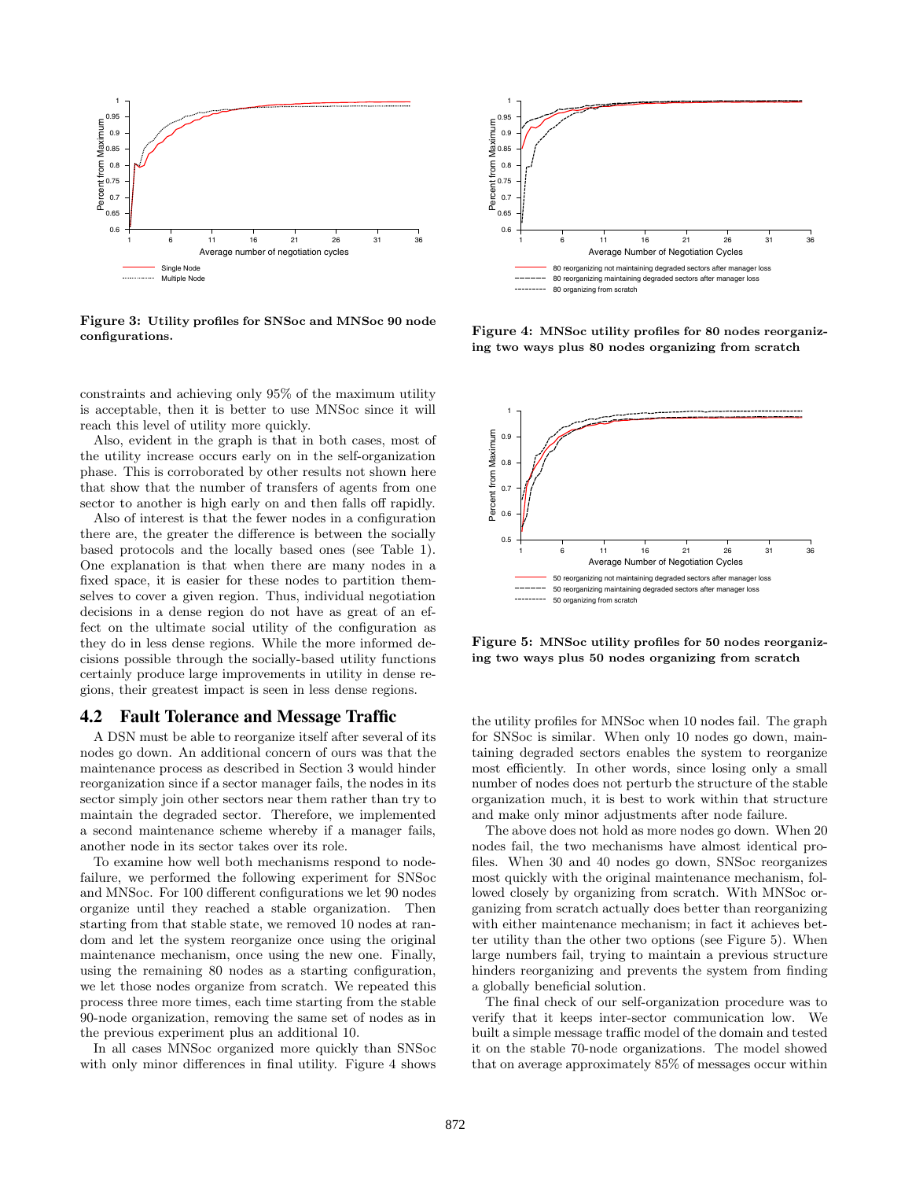Figure 3: **Utility profiles for SNSoc and MNSoc 90 node configurations.**

constraints and achieving only 95% of the maximum utility is acceptable, then it is better to use MNSoc since it will reach this level of utility more quickly.

Also, evident in the graph is that in both cases, most of the utility increase occurs early on in the self-organization phase. This is corroborated by other results not shown here that show that the number of transfers of agents from one sector to another is high early on and then falls off rapidly.

Also of interest is that the fewer nodes in a configuration there are, the greater the difference is between the socially based protocols and the locally based ones (see Table 1). One explanation is that when there are many nodes in a fixed space, it is easier for these nodes to partition themselves to cover a given region. Thus, individual negotiation decisions in a dense region do not have as great of an effect on the ultimate social utility of the configuration as they do in less dense regions. While the more informed decisions possible through the socially-based utility functions certainly produce large improvements in utility in dense regions, their greatest impact is seen in less dense regions.

## 4.2 Fault Tolerance and Message Traffic

A DSN must be able to reorganize itself after several of its nodes go down. An additional concern of ours was that the maintenance process as described in Section 3 would hinder reorganization since if a sector manager fails, the nodes in its sector simply join other sectors near them rather than try to maintain the degraded sector. Therefore, we implemented a second maintenance scheme whereby if a manager fails, another node in its sector takes over its role.

To examine how well both mechanisms respond to node-failure, we performed the following experiment for SNSoc and MNSoc. For 100 different configurations we let 90 nodes organize until they reached a stable organization. Then starting from that stable state, we removed 10 nodes at random and let the system reorganize once using the original maintenance mechanism, once using the new one. Finally, using the remaining 80 nodes as a starting configuration, we let those nodes organize from scratch. We repeated this process three more times, each time starting from the stable 90-node organization, removing the same set of nodes as in the previous experiment plus an additional 10.

In all cases MNSoc organized more quickly than SNSoc with only minor differences in final utility. Figure 4 shows

Figure 4: **MNSoc utility profiles for 80 nodes reorganizing two ways plus 80 nodes organizing from scratch**

Figure 5: **MNSoc utility profiles for 50 nodes reorganizing two ways plus 50 nodes organizing from scratch**

the utility profiles for MNSoc when 10 nodes fail. The graph for SNSoc is similar. When only 10 nodes go down, maintaining degraded sectors enables the system to reorganize most efficiently. In other words, since losing only a small number of nodes does not perturb the structure of the stable organization much, it is best to work within that structure and make only minor adjustments after node failure.

The above does not hold as more nodes go down. When 20 nodes fail, the two mechanisms have almost identical profiles. When 30 and 40 nodes go down, SNSoc reorganizes most quickly with the original maintenance mechanism, followed closely by organizing from scratch. With MNSoc organizing from scratch actually does better than reorganizing with either maintenance mechanism; in fact it achieves better utility than the other two options (see Figure 5). When large numbers fail, trying to maintain a previous structure hinders reorganizing and prevents the system from finding a globally beneficial solution.

The final check of our self-organization procedure was to verify that it keeps inter-sector communication low. We built a simple message traffic model of the domain and tested it on the stable 70-node organizations. The model showed that on average approximately 85% of messages occur within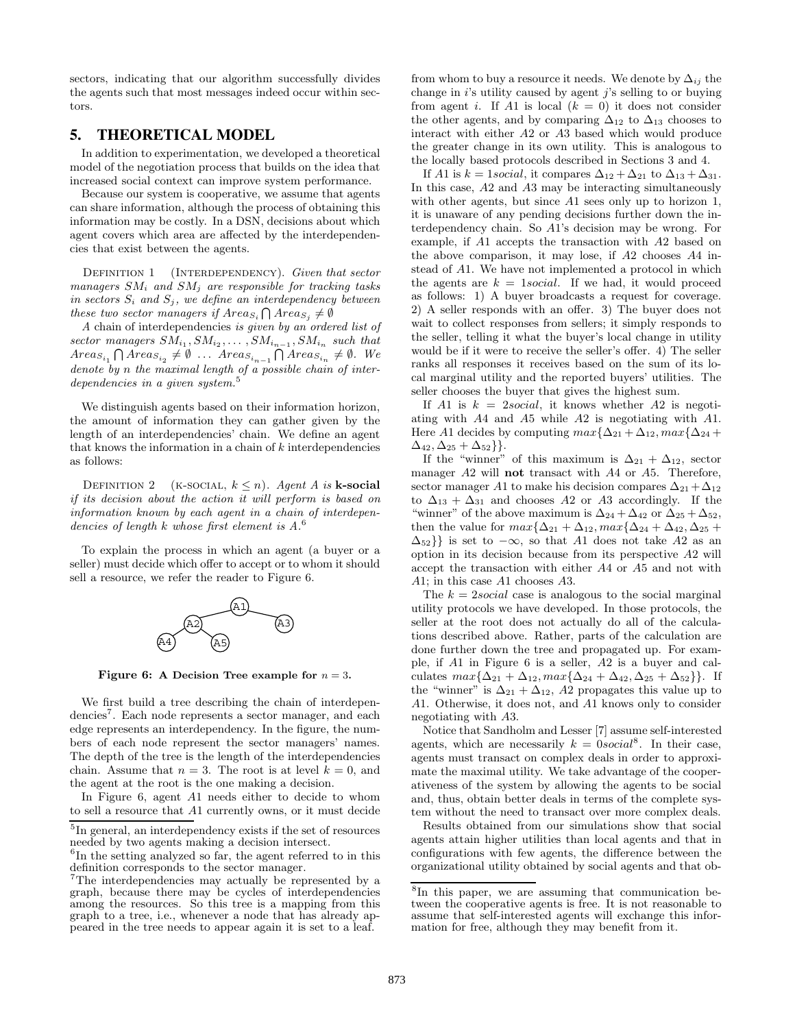sectors, indicating that our algorithm successfully divides the agents such that most messages indeed occur within sectors.

## 5. THEORETICAL MODEL

In addition to experimentation, we developed a theoretical model of the negotiation process that builds on the idea that increased social context can improve system performance.

Because our system is cooperative, we assume that agents can share information, although the process of obtaining this information may be costly. In a DSN, decisions about which agent covers which area are affected by the interdependencies that exist between the agents.

Definition 1 (Interdependency). *Given that sector managers $SM_i$ and $SM_j$ are responsible for tracking tasks in sectors $S_i$ and $S_j$, we define an interdependency between these two sector managers if $Area_{S_i} \bigcap Area_{S_j} \neq \emptyset$*

*A* chain of interdependencies *is given by an ordered list of sector managers $SM_{i_1}, SM_{i_2}, \ldots, SM_{i_{n-1}}, SM_{i_n}$ such that $Area_{S_{i_1}} \bigcap Area_{S_{i_2}} \neq \emptyset \ \ldots \ Area_{S_{i_{n-1}}} \bigcap Area_{S_{i_n}} \neq \emptyset$. We denote by $n$ the maximal length of a possible chain of interdependencies in a given system.*[5]

We distinguish agents based on their information horizon, the amount of information they can gather given by the length of an interdependencies' chain. We define an agent that knows the information in a chain of $k$ interdependencies as follows:

Definition 2 (k-social, $k \leq n$). *Agent A is* **k-social** *if its decision about the action it will perform is based on information known by each agent in a chain of interdependencies of length k whose first element is A.*[6]

To explain the process in which an agent (a buyer or a seller) must decide which offer to accept or to whom it should sell a resource, we refer the reader to Figure 6.

**Figure 6: A Decision Tree example for $n = 3$.**

We first build a tree describing the chain of interdependencies[7]. Each node represents a sector manager, and each edge represents an interdependency. In the figure, the numbers of each node represent the sector managers' names. The depth of the tree is the length of the interdependencies chain. Assume that $n = 3$. The root is at level $k = 0$, and the agent at the root is the one making a decision.

In Figure 6, agent $A1$ needs either to decide to whom to sell a resource that $A1$ currently owns, or it must decide from whom to buy a resource it needs. We denote by $\Delta_{ij}$ the change in $i$'s utility caused by agent $j$'s selling to or buying from agent $i$. If $A1$ is local ($k = 0$) it does not consider the other agents, and by comparing $\Delta_{12}$ to $\Delta_{13}$ chooses to interact with either $A2$ or $A3$ based which would produce the greater change in its own utility. This is analogous to the locally based protocols described in Sections 3 and 4.

If $A1$ is $k = 1social$, it compares $\Delta_{12} + \Delta_{21}$ to $\Delta_{13} + \Delta_{31}$. In this case, $A2$ and $A3$ may be interacting simultaneously with other agents, but since $A1$ sees only up to horizon 1, it is unaware of any pending decisions further down the interdependency chain. So $A1$'s decision may be wrong. For example, if $A1$ accepts the transaction with $A2$ based on the above comparison, it may lose, if $A2$ chooses $A4$ instead of $A1$. We have not implemented a protocol in which the agents are $k = 1social$. If we had, it would proceed as follows: 1) A buyer broadcasts a request for coverage. 2) A seller responds with an offer. 3) The buyer does not wait to collect responses from sellers; it simply responds to the seller, telling it what the buyer's local change in utility would be if it were to receive the seller's offer. 4) The seller ranks all responses it receives based on the sum of its local marginal utility and the reported buyers' utilities. The seller chooses the buyer that gives the highest sum.

If $A1$ is $k = 2social$, it knows whether $A2$ is negotiating with $A4$ and $A5$ while $A2$ is negotiating with $A1$. Here $A1$ decides by computing $max\{\Delta_{21} + \Delta_{12}, max\{\Delta_{24} + \Delta_{42}, \Delta_{25} + \Delta_{52}\}\}$.

If the "winner" of this maximum is $\Delta_{21} + \Delta_{12}$, sector manager $A2$ will **not** transact with $A4$ or $A5$. Therefore, sector manager $A1$ to make his decision compares $\Delta_{21} + \Delta_{12}$ to $\Delta_{13} + \Delta_{31}$ and chooses $A2$ or $A3$ accordingly. If the "winner" of the above maximum is $\Delta_{24} + \Delta_{42}$ or $\Delta_{25} + \Delta_{52}$, then the value for $max\{\Delta_{21} + \Delta_{12}, max\{\Delta_{24} + \Delta_{42}, \Delta_{25} + \Delta_{52}\}\}$ is set to $-\infty$, so that $A1$ does not take $A2$ as an option in its decision because from its perspective $A2$ will accept the transaction with either $A4$ or $A5$ and not with $A1$; in this case $A1$ chooses $A3$.

The $k = 2social$ case is analogous to the social marginal utility protocols we have developed. In those protocols, the seller at the root does not actually do all of the calculations described above. Rather, parts of the calculation are done further down the tree and propagated up. For example, if $A1$ in Figure 6 is a seller, $A2$ is a buyer and calculates $max\{\Delta_{21} + \Delta_{12}, max\{\Delta_{24} + \Delta_{42}, \Delta_{25} + \Delta_{52}\}\}$. If the "winner" is $\Delta_{21} + \Delta_{12}$, $A2$ propagates this value up to $A1$. Otherwise, it does not, and $A1$ knows only to consider negotiating with $A3$.

Notice that Sandholm and Lesser [7] assume self-interested agents, which are necessarily $k = 0social$[8]. In their case, agents must transact on complex deals in order to approximate the maximal utility. We take advantage of the cooperativeness of the system by allowing the agents to be social and, thus, obtain better deals in terms of the complete system without the need to transact over more complex deals.

Results obtained from our simulations show that social agents attain higher utilities than local agents and that in configurations with few agents, the difference between the organizational utility obtained by social agents and that ob-

---

[5] In general, an interdependency exists if the set of resources needed by two agents making a decision intersect.

[6] In the setting analyzed so far, the agent referred to in this definition corresponds to the sector manager.

[7] The interdependencies may actually be represented by a graph, because there may be cycles of interdependencies among the resources. So this tree is a mapping from this graph to a tree, i.e., whenever a node that has already appeared in the tree needs to appear again it is set to a leaf.

[8] In this paper, we are assuming that communication between the cooperative agents is free. It is not reasonable to assume that self-interested agents will exchange this information for free, although they may benefit from it.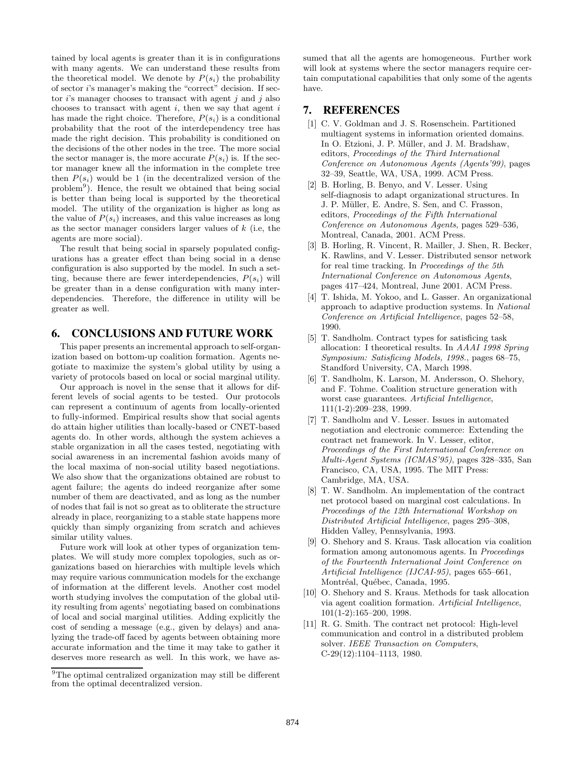tained by local agents is greater than it is in configurations with many agents. We can understand these results from the theoretical model. We denote by $P(s_i)$ the probability of sector $i$'s manager's making the "correct" decision. If sector $i$'s manager chooses to transact with agent $j$ and $j$ also chooses to transact with agent $i$, then we say that agent $i$ has made the right choice. Therefore, $P(s_i)$ is a conditional probability that the root of the interdependency tree has made the right decision. This probability is conditioned on the decisions of the other nodes in the tree. The more social the sector manager is, the more accurate $P(s_i)$ is. If the sector manager knew all the information in the complete tree then $P(s_i)$ would be 1 (in the decentralized version of the problem[9]). Hence, the result we obtained that being social is better than being local is supported by the theoretical model. The utility of the organization is higher as long as the value of $P(s_i)$ increases, and this value increases as long as the sector manager considers larger values of $k$ (i.e, the agents are more social).

The result that being social in sparsely populated configurations has a greater effect than being social in a dense configuration is also supported by the model. In such a setting, because there are fewer interdependencies, $P(s_i)$ will be greater than in a dense configuration with many interdependencies. Therefore, the difference in utility will be greater as well.

## 6. CONCLUSIONS AND FUTURE WORK

This paper presents an incremental approach to self-organization based on bottom-up coalition formation. Agents negotiate to maximize the system's global utility by using a variety of protocols based on local or social marginal utility.

Our approach is novel in the sense that it allows for different levels of social agents to be tested. Our protocols can represent a continuum of agents from locally-oriented to fully-informed. Empirical results show that social agents do attain higher utilities than locally-based or CNET-based agents do. In other words, although the system achieves a stable organization in all the cases tested, negotiating with social awareness in an incremental fashion avoids many of the local maxima of non-social utility based negotiations. We also show that the organizations obtained are robust to agent failure; the agents do indeed reorganize after some number of them are deactivated, and as long as the number of nodes that fail is not so great as to obliterate the structure already in place, reorganizing to a stable state happens more quickly than simply organizing from scratch and achieves similar utility values.

Future work will look at other types of organization templates. We will study more complex topologies, such as organizations based on hierarchies with multiple levels which may require various communication models for the exchange of information at the different levels. Another cost model worth studying involves the computation of the global utility resulting from agents' negotiating based on combinations of local and social marginal utilities. Adding explicitly the cost of sending a message (e.g., given by delays) and analyzing the trade-off faced by agents between obtaining more accurate information and the time it may take to gather it deserves more research as well. In this work, we have assumed that all the agents are homogeneous. Further work will look at systems where the sector managers require certain computational capabilities that only some of the agents have.

[9] The optimal centralized organization may still be different from the optimal decentralized version.

## 7. REFERENCES

[1] C. V. Goldman and J. S. Rosenschein. Partitioned multiagent systems in information oriented domains. In O. Etzioni, J. P. Müller, and J. M. Bradshaw, editors, *Proceedings of the Third International Conference on Autonomous Agents (Agents'99)*, pages 32–39, Seattle, WA, USA, 1999. ACM Press.

[2] B. Horling, B. Benyo, and V. Lesser. Using self-diagnosis to adapt organizational structures. In J. P. Müller, E. Andre, S. Sen, and C. Frasson, editors, *Proceedings of the Fifth International Conference on Autonomous Agents*, pages 529–536, Montreal, Canada, 2001. ACM Press.

[3] B. Horling, R. Vincent, R. Mailler, J. Shen, R. Becker, K. Rawlins, and V. Lesser. Distributed sensor network for real time tracking. In *Proceedings of the 5th International Conference on Autonomous Agents*, pages 417–424, Montreal, June 2001. ACM Press.

[4] T. Ishida, M. Yokoo, and L. Gasser. An organizational approach to adaptive production systems. In *National Conference on Artificial Intelligence*, pages 52–58, 1990.

[5] T. Sandholm. Contract types for satisficing task allocation: I theoretical results. In *AAAI 1998 Spring Symposium: Satisficing Models, 1998.*, pages 68–75, Standford University, CA, March 1998.

[6] T. Sandholm, K. Larson, M. Andersson, O. Shehory, and F. Tohme. Coalition structure generation with worst case guarantees. *Artificial Intelligence*, 111(1-2):209–238, 1999.

[7] T. Sandholm and V. Lesser. Issues in automated negotiation and electronic commerce: Extending the contract net framework. In V. Lesser, editor, *Proceedings of the First International Conference on Multi-Agent Systems (ICMAS'95)*, pages 328–335, San Francisco, CA, USA, 1995. The MIT Press: Cambridge, MA, USA.

[8] T. W. Sandholm. An implementation of the contract net protocol based on marginal cost calculations. In *Proceedings of the 12th International Workshop on Distributed Artificial Intelligence*, pages 295–308, Hidden Valley, Pennsylvania, 1993.

[9] O. Shehory and S. Kraus. Task allocation via coalition formation among autonomous agents. In *Proceedings of the Fourteenth International Joint Conference on Artificial Intelligence (IJCAI-95)*, pages 655–661, Montréal, Québec, Canada, 1995.

[10] O. Shehory and S. Kraus. Methods for task allocation via agent coalition formation. *Artificial Intelligence*, 101(1-2):165–200, 1998.

[11] R. G. Smith. The contract net protocol: High-level communication and control in a distributed problem solver. *IEEE Transaction on Computers*, C-29(12):1104–1113, 1980.